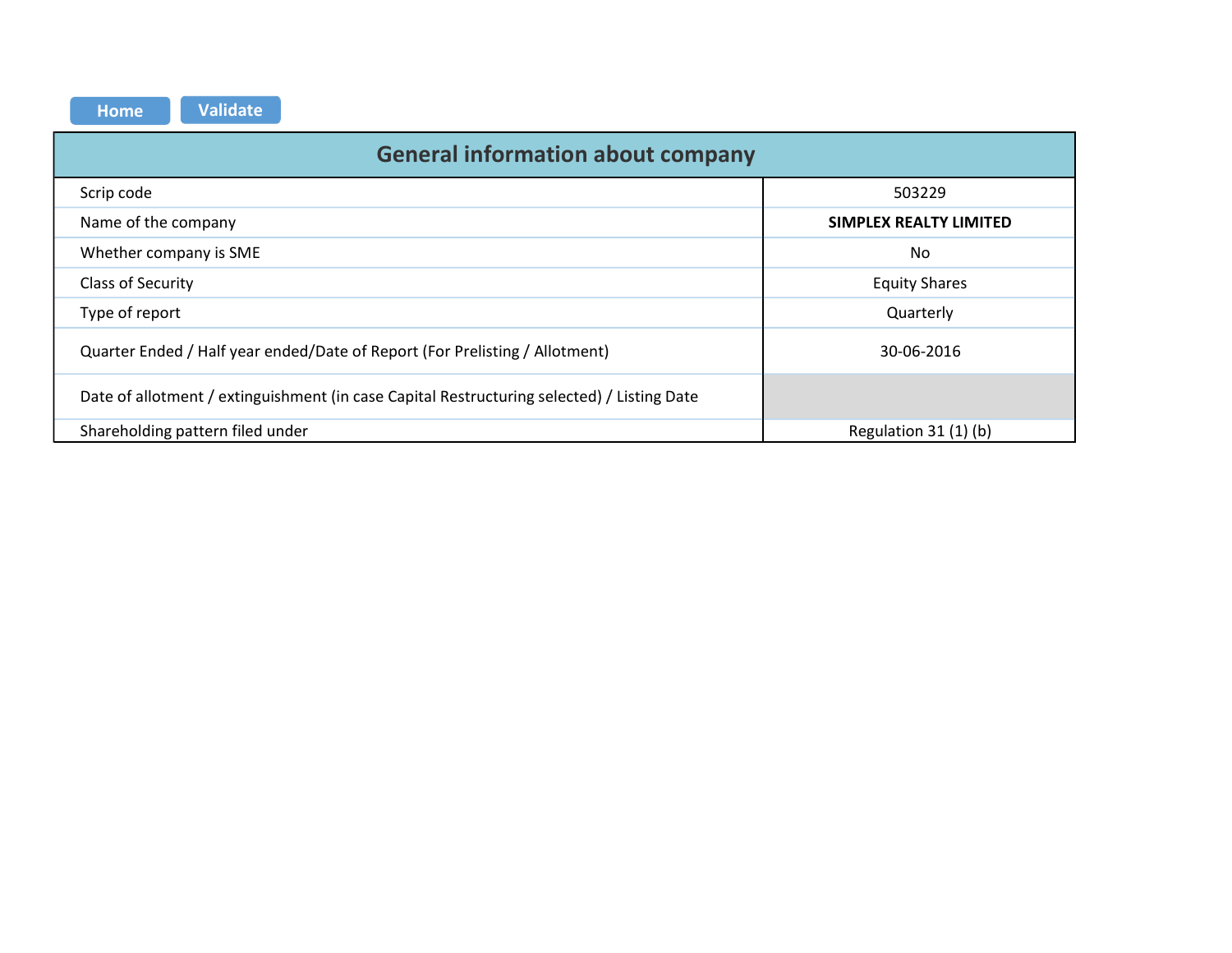Home Validate

| General information about company | |
|---|---|
| Scrip code | 503229 |
| Name of the company | **SIMPLEX REALTY LIMITED** |
| Whether company is SME | No |
| Class of Security | Equity Shares |
| Type of report | Quarterly |
| Quarter Ended / Half year ended/Date of Report (For Prelisting / Allotment) | 30-06-2016 |
| Date of allotment / extinguishment (in case Capital Restructuring selected) / Listing Date | |
| Shareholding pattern filed under | Regulation 31 (1) (b) |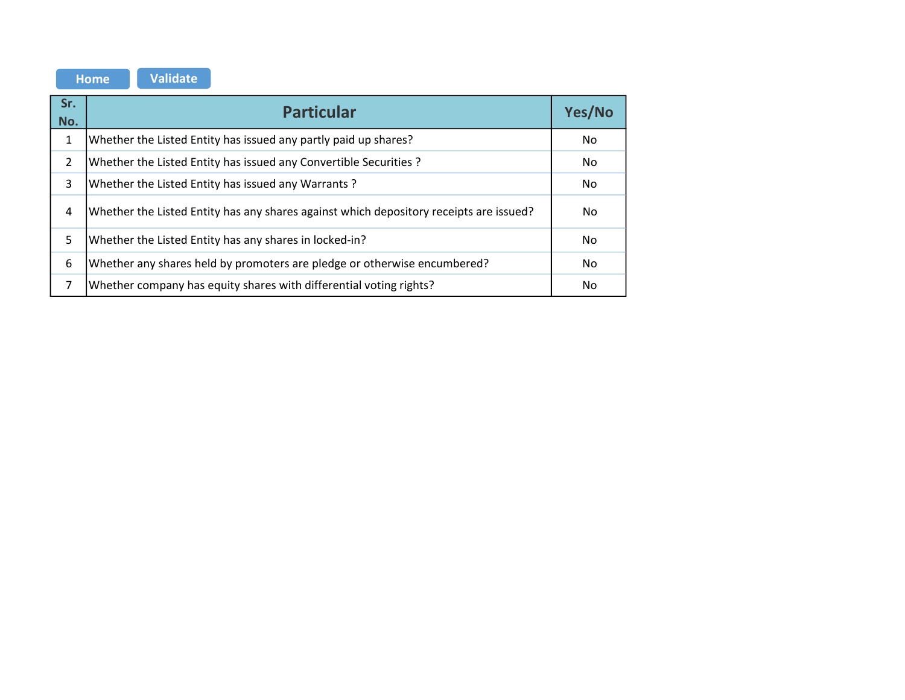Home Validate

| Sr. No. | Particular | Yes/No |
| --- | --- | --- |
| 1 | Whether the Listed Entity has issued any partly paid up shares? | No |
| 2 | Whether the Listed Entity has issued any Convertible Securities ? | No |
| 3 | Whether the Listed Entity has issued any Warrants ? | No |
| 4 | Whether the Listed Entity has any shares against which depository receipts are issued? | No |
| 5 | Whether the Listed Entity has any shares in locked-in? | No |
| 6 | Whether any shares held by promoters are pledge or otherwise encumbered? | No |
| 7 | Whether company has equity shares with differential voting rights? | No |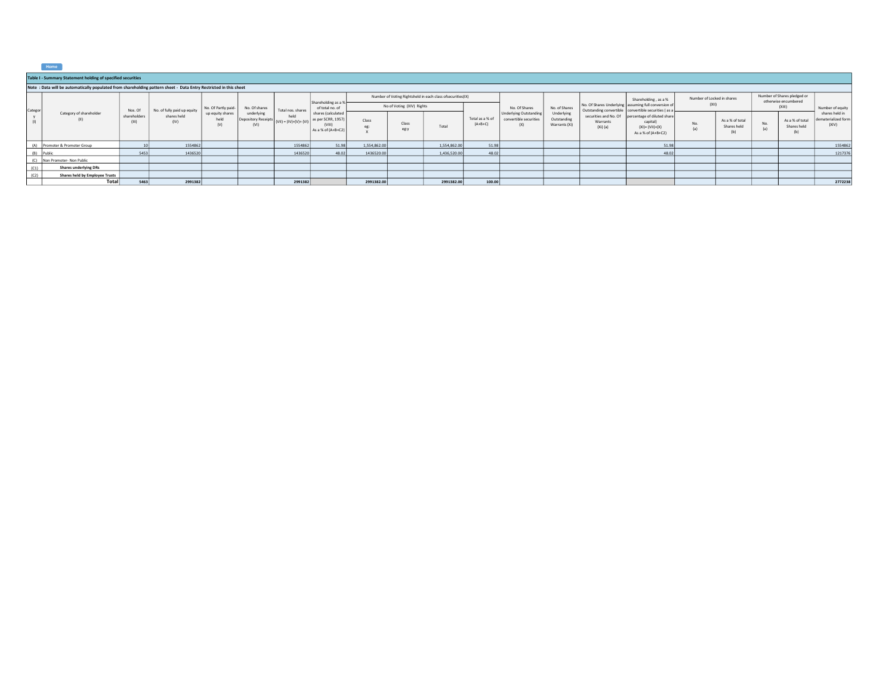Home

**Table I - Summary Statement holding of specified securities**

**Note : Data will be automatically populated from shareholding pattern sheet - Data Entry Restricted in this sheet**

| Category (I) | Category of shareholder (II) | Nos. Of shareholders (III) | No. of fully paid up equity shares held (IV) | No. Of Partly paid-up equity shares held (V) | No. Of shares underlying Depository Receipts (VI) | Total nos. shares held (VII) = (IV)+(V)+ (VI) | Shareholding as a % of total no. of shares (calculated as per SCRR, 1957) (VIII) As a % of (A+B+C2) | Number of Voting Rightsheld in each class ofsecurities(IX) | | | | No. Of Shares Underlying Outstanding convertible securities (X) | No. of Shares Underlying Outstanding Warrants (Xi) | No. Of Shares Underlying Outstanding convertible securities and No. Of Warrants (Xi) (a) | Shareholding , as a % assuming full conversion of convertible securities ( as a percentage of diluted share capital) (XI)= (VII)+(X) As a % of (A+B+C2) | Number of Locked in shares (XII) | | Number of Shares pledged or otherwise encumbered (XIII) | | Number of equity shares held in dematerialized form (XIV) |
|---|---|---|---|---|---|---|---|---|---|---|---|---|---|---|---|---|---|---|---|---|
| | | | | | | | | No of Voting (XIV) Rights | | | Total as a % of (A+B+C) | | | | | No. (a) | As a % of total Shares held (b) | No. (a) | As a % of total Shares held (b) | |
| | | | | | | | | Class eg: X | Class eg:y | Total | | | | | | | | | | |
| (A) | Promoter & Promoter Group | 10 | 1554862 | | | 1554862 | 51.98 | 1,554,862.00 | | 1,554,862.00 | 51.98 | | | | 51.98 | | | | | 1554862 |
| (B) | Public | 5453 | 1436520 | | | 1436520 | 48.02 | 1436520.00 | | 1,436,520.00 | 48.02 | | | | 48.02 | | | | | 1217376 |
| (C) | Non Promoter- Non Public | | | | | | | | | | | | | | | | | | | |
| (C1) | **Shares underlying DRs** | | | | | | | | | | | | | | | | | | | |
| (C2) | **Shares held by Employee Trusts** | | | | | | | | | | | | | | | | | | | |
| | **Total** | **5463** | **2991382** | | | **2991382** | | **2991382.00** | | **2991382.00** | **100.00** | | | | | | | | | **2772238** |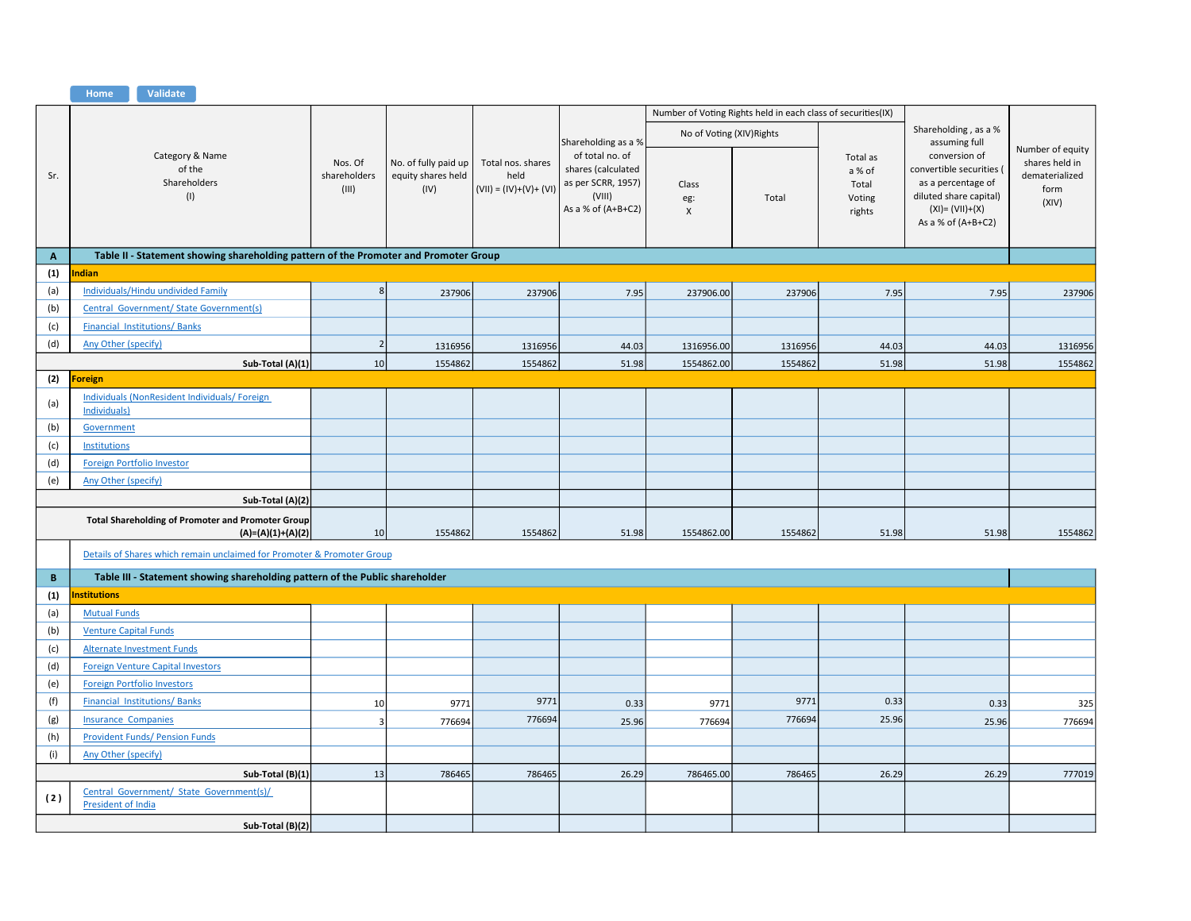| Sr. | Category & Name of the Shareholders (I) | Nos. Of shareholders (III) | No. of fully paid up equity shares held (IV) | Total nos. shares held (VII) = (IV)+(V)+ (VI) | Shareholding as a % of total no. of shares (calculated as per SCRR, 1957) (VIII) As a % of (A+B+C2) | Number of Voting Rights held in each class of securities(IX) | | | Shareholding , as a % assuming full conversion of convertible securities ( as a percentage of diluted share capital) (XI)= (VII)+(X) As a % of (A+B+C2) | Number of equity shares held in dematerialized form (XIV) |
|---|---|---|---|---|---|---|---|---|---|---|
| | | | | | | No of Voting (XIV)Rights | | Total as a % of Total Voting rights | | |
| | | | | | | Class eg: X | Total | | | |
| **A** | **Table II - Statement showing shareholding pattern of the Promoter and Promoter Group** | | | | | | | | | |
| **(1)** | **Indian** | | | | | | | | | |
| (a) | Individuals/Hindu undivided Family | 8 | 237906 | 237906 | 7.95 | 237906.00 | 237906 | 7.95 | 7.95 | 237906 |
| (b) | Central Government/ State Government(s) | | | | | | | | | |
| (c) | Financial Institutions/ Banks | | | | | | | | | |
| (d) | Any Other (specify) | 2 | 1316956 | 1316956 | 44.03 | 1316956.00 | 1316956 | 44.03 | 44.03 | 1316956 |
| | **Sub-Total (A)(1)** | 10 | 1554862 | 1554862 | 51.98 | 1554862.00 | 1554862 | 51.98 | 51.98 | 1554862 |
| **(2)** | **Foreign** | | | | | | | | | |
| (a) | Individuals (NonResident Individuals/ Foreign Individuals) | | | | | | | | | |
| (b) | Government | | | | | | | | | |
| (c) | Institutions | | | | | | | | | |
| (d) | Foreign Portfolio Investor | | | | | | | | | |
| (e) | Any Other (specify) | | | | | | | | | |
| | **Sub-Total (A)(2)** | | | | | | | | | |
| | **Total Shareholding of Promoter and Promoter Group (A)=(A)(1)+(A)(2)** | 10 | 1554862 | 1554862 | 51.98 | 1554862.00 | 1554862 | 51.98 | 51.98 | 1554862 |
| | Details of Shares which remain unclaimed for Promoter & Promoter Group | | | | | | | | | |
| **B** | **Table III - Statement showing shareholding pattern of the Public shareholder** | | | | | | | | | |
| **(1)** | **Institutions** | | | | | | | | | |
| (a) | Mutual Funds | | | | | | | | | |
| (b) | Venture Capital Funds | | | | | | | | | |
| (c) | Alternate Investment Funds | | | | | | | | | |
| (d) | Foreign Venture Capital Investors | | | | | | | | | |
| (e) | Foreign Portfolio Investors | | | | | | | | | |
| (f) | Financial Institutions/ Banks | 10 | 9771 | 9771 | 0.33 | 9771 | 9771 | 0.33 | 0.33 | 325 |
| (g) | Insurance Companies | 3 | 776694 | 776694 | 25.96 | 776694 | 776694 | 25.96 | 25.96 | 776694 |
| (h) | Provident Funds/ Pension Funds | | | | | | | | | |
| (i) | Any Other (specify) | | | | | | | | | |
| | **Sub-Total (B)(1)** | 13 | 786465 | 786465 | 26.29 | 786465.00 | 786465 | 26.29 | 26.29 | 777019 |
| **(2)** | Central Government/ State Government(s)/ President of India | | | | | | | | | |
| | **Sub-Total (B)(2)** | | | | | | | | | |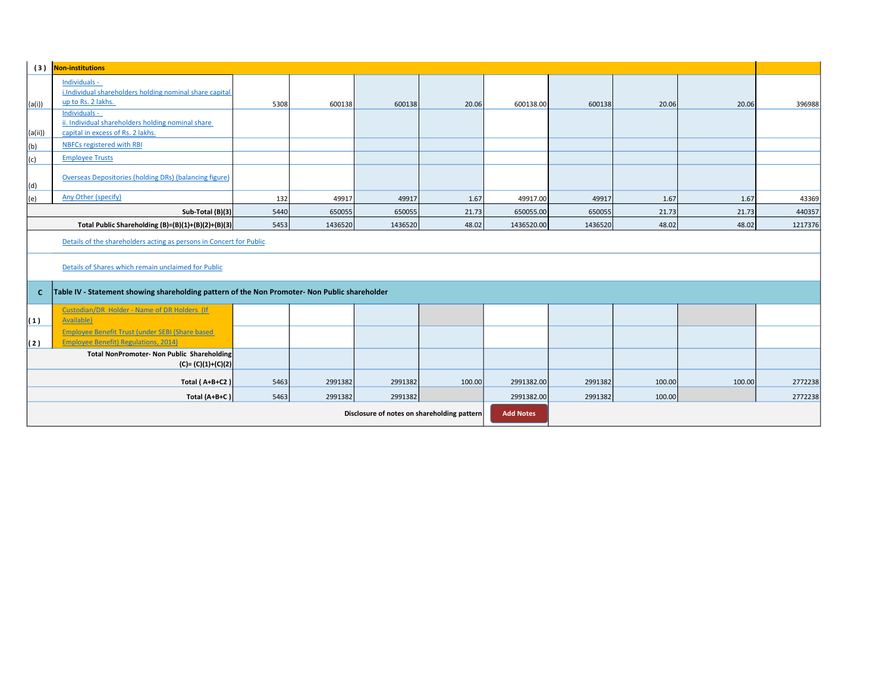| | | | | | | | | | | |
|---|---|---|---|---|---|---|---|---|---|---|
| **( 3 )** | **Non-institutions** | | | | | | | | | |
| (a(i)) | Individuals - i.Individual shareholders holding nominal share capital up to Rs. 2 lakhs. | 5308 | 600138 | 600138 | 20.06 | 600138.00 | 600138 | 20.06 | 20.06 | 396988 |
| (a(ii)) | Individuals - ii. Individual shareholders holding nominal share capital in excess of Rs. 2 lakhs. | | | | | | | | | |
| (b) | NBFCs registered with RBI | | | | | | | | | |
| (c) | Employee Trusts | | | | | | | | | |
| (d) | Overseas Depositories (holding DRs) (balancing figure) | | | | | | | | | |
| (e) | Any Other (specify) | 132 | 49917 | 49917 | 1.67 | 49917.00 | 49917 | 1.67 | 1.67 | 43369 |
| | **Sub-Total (B)(3)** | 5440 | 650055 | 650055 | 21.73 | 650055.00 | 650055 | 21.73 | 21.73 | 440357 |
| | **Total Public Shareholding (B)=(B)(1)+(B)(2)+(B)(3)** | 5453 | 1436520 | 1436520 | 48.02 | 1436520.00 | 1436520 | 48.02 | 48.02 | 1217376 |
| | Details of the shareholders acting as persons in Concert for Public | | | | | | | | | |
| | Details of Shares which remain unclaimed for Public | | | | | | | | | |
| **C** | **Table IV - Statement showing shareholding pattern of the Non Promoter- Non Public shareholder** | | | | | | | | | |
| **( 1 )** | Custodian/DR Holder - Name of DR Holders (If Available) | | | | | | | | | |
| **( 2 )** | Employee Benefit Trust (under SEBI (Share based Employee Benefit) Regulations, 2014) | | | | | | | | | |
| | **Total NonPromoter- Non Public Shareholding (C)= (C)(1)+(C)(2)** | | | | | | | | | |
| | **Total ( A+B+C2 )** | 5463 | 2991382 | 2991382 | 100.00 | 2991382.00 | 2991382 | 100.00 | 100.00 | 2772238 |
| | **Total (A+B+C )** | 5463 | 2991382 | 2991382 | | 2991382.00 | 2991382 | 100.00 | | 2772238 |

**Disclosure of notes on shareholding pattern** Add Notes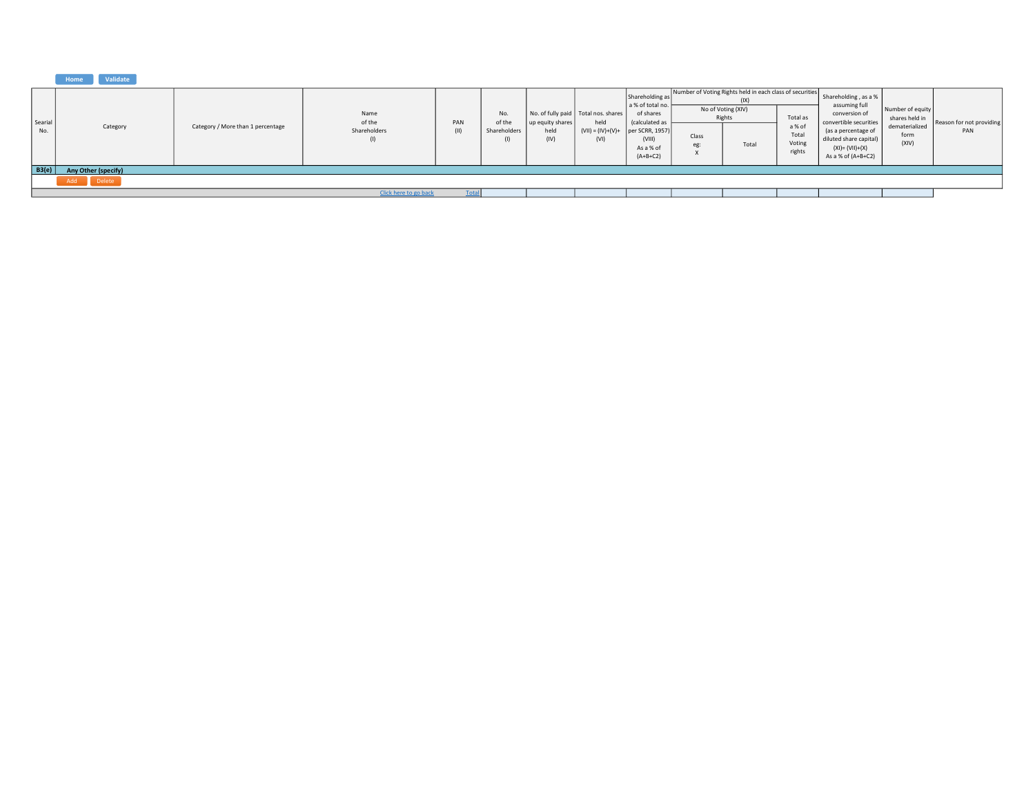Home Validate

| Searial No. | Category | Category / More than 1 percentage | Name of the Shareholders (I) | PAN (II) | No. of the Shareholders (I) | No. of fully paid up equity shares held (IV) | Total nos. shares held (VII) = (IV)+(V)+ (VI) | Shareholding as a % of total no. of shares (calculated as per SCRR, 1957) (VIII) As a % of (A+B+C2) | Number of Voting Rights held in each class of securities (IX) | | | Shareholding , as a % assuming full conversion of convertible securities (as a percentage of diluted share capital) (XI)= (VII)+(X) As a % of (A+B+C2) | Number of equity shares held in dematerialized form (XIV) | Reason for not providing PAN |
|---|---|---|---|---|---|---|---|---|---|---|---|---|---|---|
| | | | | | | | | | No of Voting (XIV) Rights | | Total as a % of Total Voting rights | | | |
| | | | | | | | | | Class eg: X | Total | | | | |
| **B3(e)** | **Any Other (specify)** | | | | | | | | | | | | | |
| | Add Delete | | | | | | | | | | | | | |
| | | | Click here to go back | Total | | | | | | | | | | |